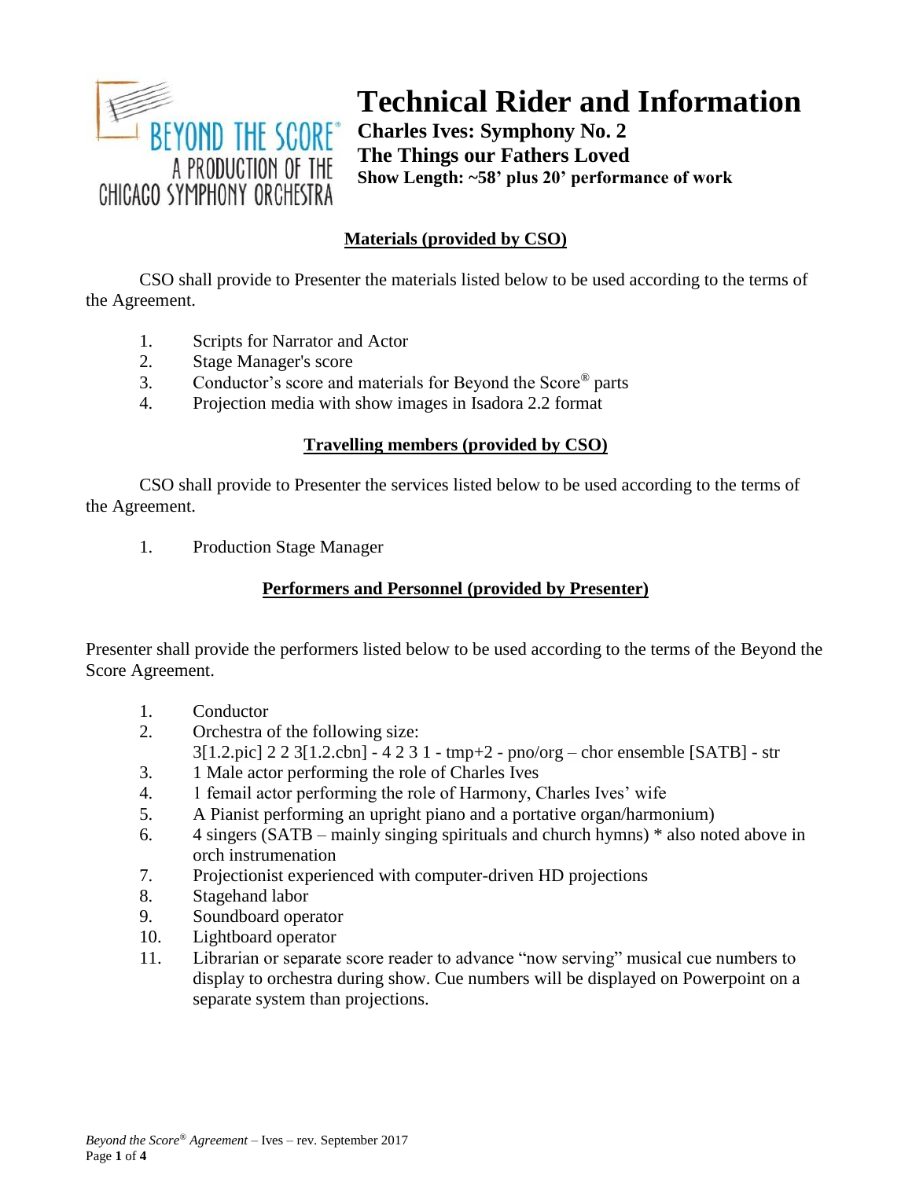BEYOND THE SCORE®
A PRODUCTION OF THE
CHICAGO SYMPHONY ORCHESTRA

# Technical Rider and Information

**Charles Ives: Symphony No. 2**
**The Things our Fathers Loved**
**Show Length: ~58' plus 20' performance of work**

## Materials (provided by CSO)

CSO shall provide to Presenter the materials listed below to be used according to the terms of the Agreement.

1. Scripts for Narrator and Actor
2. Stage Manager's score
3. Conductor's score and materials for Beyond the Score® parts
4. Projection media with show images in Isadora 2.2 format

## Travelling members (provided by CSO)

CSO shall provide to Presenter the services listed below to be used according to the terms of the Agreement.

1. Production Stage Manager

## Performers and Personnel (provided by Presenter)

Presenter shall provide the performers listed below to be used according to the terms of the Beyond the Score Agreement.

1. Conductor
2. Orchestra of the following size:
   3[1.2.pic] 2 2 3[1.2.cbn] - 4 2 3 1 - tmp+2 - pno/org – chor ensemble [SATB] - str
3. 1 Male actor performing the role of Charles Ives
4. 1 femail actor performing the role of Harmony, Charles Ives' wife
5. A Pianist performing an upright piano and a portative organ/harmonium)
6. 4 singers (SATB – mainly singing spirituals and church hymns) * also noted above in orch instrumenation
7. Projectionist experienced with computer-driven HD projections
8. Stagehand labor
9. Soundboard operator
10. Lightboard operator
11. Librarian or separate score reader to advance "now serving" musical cue numbers to display to orchestra during show. Cue numbers will be displayed on Powerpoint on a separate system than projections.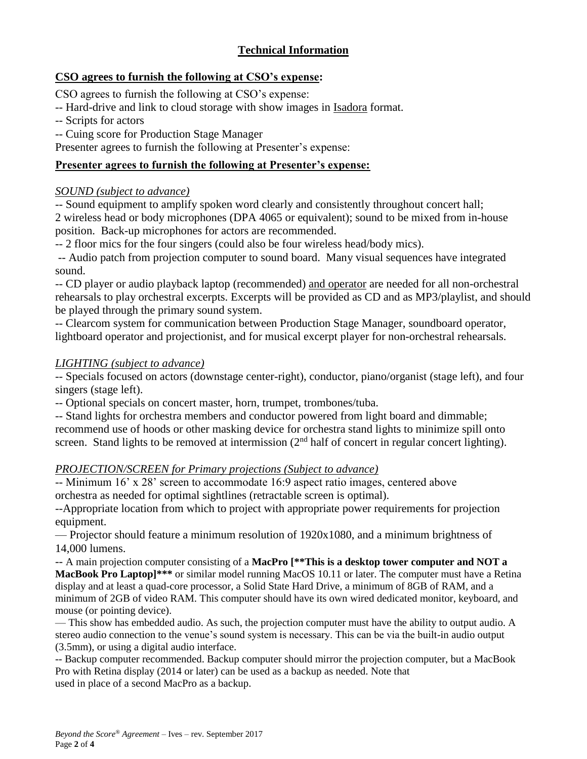## Technical Information

### CSO agrees to furnish the following at CSO's expense:

CSO agrees to furnish the following at CSO's expense:

-- Hard-drive and link to cloud storage with show images in Isadora format.

-- Scripts for actors

-- Cuing score for Production Stage Manager

Presenter agrees to furnish the following at Presenter's expense:

### Presenter agrees to furnish the following at Presenter's expense:

*SOUND (subject to advance)*

-- Sound equipment to amplify spoken word clearly and consistently throughout concert hall; 2 wireless head or body microphones (DPA 4065 or equivalent); sound to be mixed from in-house position. Back-up microphones for actors are recommended.

-- 2 floor mics for the four singers (could also be four wireless head/body mics).

-- Audio patch from projection computer to sound board. Many visual sequences have integrated sound.

-- CD player or audio playback laptop (recommended) and operator are needed for all non-orchestral rehearsals to play orchestral excerpts. Excerpts will be provided as CD and as MP3/playlist, and should be played through the primary sound system.

-- Clearcom system for communication between Production Stage Manager, soundboard operator, lightboard operator and projectionist, and for musical excerpt player for non-orchestral rehearsals.

*LIGHTING (subject to advance)*

-- Specials focused on actors (downstage center-right), conductor, piano/organist (stage left), and four singers (stage left).

-- Optional specials on concert master, horn, trumpet, trombones/tuba.

-- Stand lights for orchestra members and conductor powered from light board and dimmable; recommend use of hoods or other masking device for orchestra stand lights to minimize spill onto screen. Stand lights to be removed at intermission (2nd half of concert in regular concert lighting).

*PROJECTION/SCREEN for Primary projections (Subject to advance)*

-- Minimum 16' x 28' screen to accommodate 16:9 aspect ratio images, centered above orchestra as needed for optimal sightlines (retractable screen is optimal).

--Appropriate location from which to project with appropriate power requirements for projection equipment.

— Projector should feature a minimum resolution of 1920x1080, and a minimum brightness of 14,000 lumens.

-- A main projection computer consisting of a **MacPro [**This is a desktop tower computer and NOT a MacBook Pro Laptop]*** ** or similar model running MacOS 10.11 or later. The computer must have a Retina display and at least a quad-core processor, a Solid State Hard Drive, a minimum of 8GB of RAM, and a minimum of 2GB of video RAM. This computer should have its own wired dedicated monitor, keyboard, and mouse (or pointing device).

— This show has embedded audio. As such, the projection computer must have the ability to output audio. A stereo audio connection to the venue's sound system is necessary. This can be via the built-in audio output (3.5mm), or using a digital audio interface.

-- Backup computer recommended. Backup computer should mirror the projection computer, but a MacBook Pro with Retina display (2014 or later) can be used as a backup as needed. Note that used in place of a second MacPro as a backup.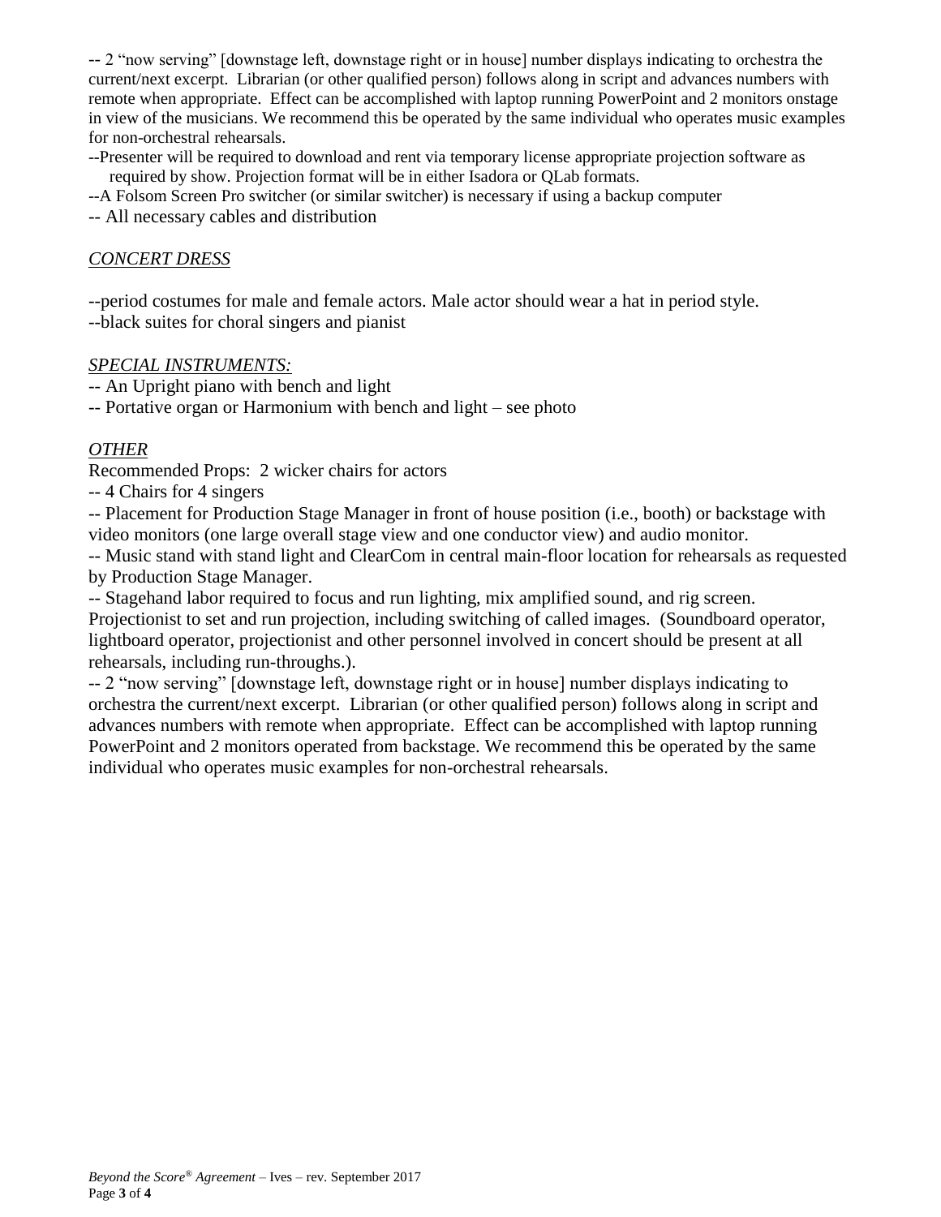-- 2 "now serving" [downstage left, downstage right or in house] number displays indicating to orchestra the current/next excerpt. Librarian (or other qualified person) follows along in script and advances numbers with remote when appropriate. Effect can be accomplished with laptop running PowerPoint and 2 monitors onstage in view of the musicians. We recommend this be operated by the same individual who operates music examples for non-orchestral rehearsals.

--Presenter will be required to download and rent via temporary license appropriate projection software as required by show. Projection format will be in either Isadora or QLab formats.

--A Folsom Screen Pro switcher (or similar switcher) is necessary if using a backup computer

-- All necessary cables and distribution

*CONCERT DRESS*

--period costumes for male and female actors. Male actor should wear a hat in period style.

--black suites for choral singers and pianist

*SPECIAL INSTRUMENTS:*

-- An Upright piano with bench and light

-- Portative organ or Harmonium with bench and light – see photo

*OTHER*

Recommended Props: 2 wicker chairs for actors

-- 4 Chairs for 4 singers

-- Placement for Production Stage Manager in front of house position (i.e., booth) or backstage with video monitors (one large overall stage view and one conductor view) and audio monitor.

-- Music stand with stand light and ClearCom in central main-floor location for rehearsals as requested by Production Stage Manager.

-- Stagehand labor required to focus and run lighting, mix amplified sound, and rig screen. Projectionist to set and run projection, including switching of called images. (Soundboard operator, lightboard operator, projectionist and other personnel involved in concert should be present at all rehearsals, including run-throughs.).

-- 2 "now serving" [downstage left, downstage right or in house] number displays indicating to orchestra the current/next excerpt. Librarian (or other qualified person) follows along in script and advances numbers with remote when appropriate. Effect can be accomplished with laptop running PowerPoint and 2 monitors operated from backstage. We recommend this be operated by the same individual who operates music examples for non-orchestral rehearsals.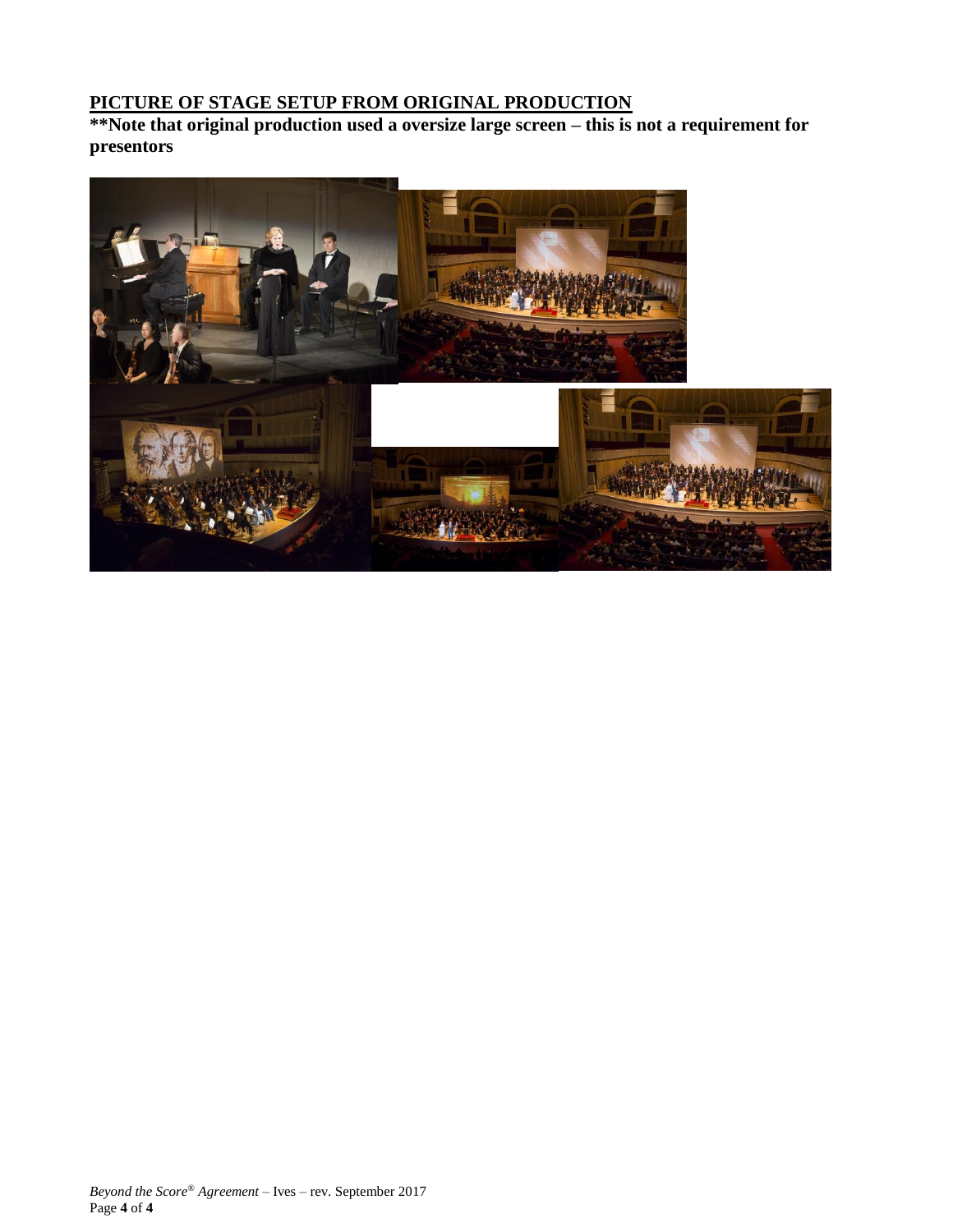## PICTURE OF STAGE SETUP FROM ORIGINAL PRODUCTION

**\*\*Note that original production used a oversize large screen – this is not a requirement for presentors**